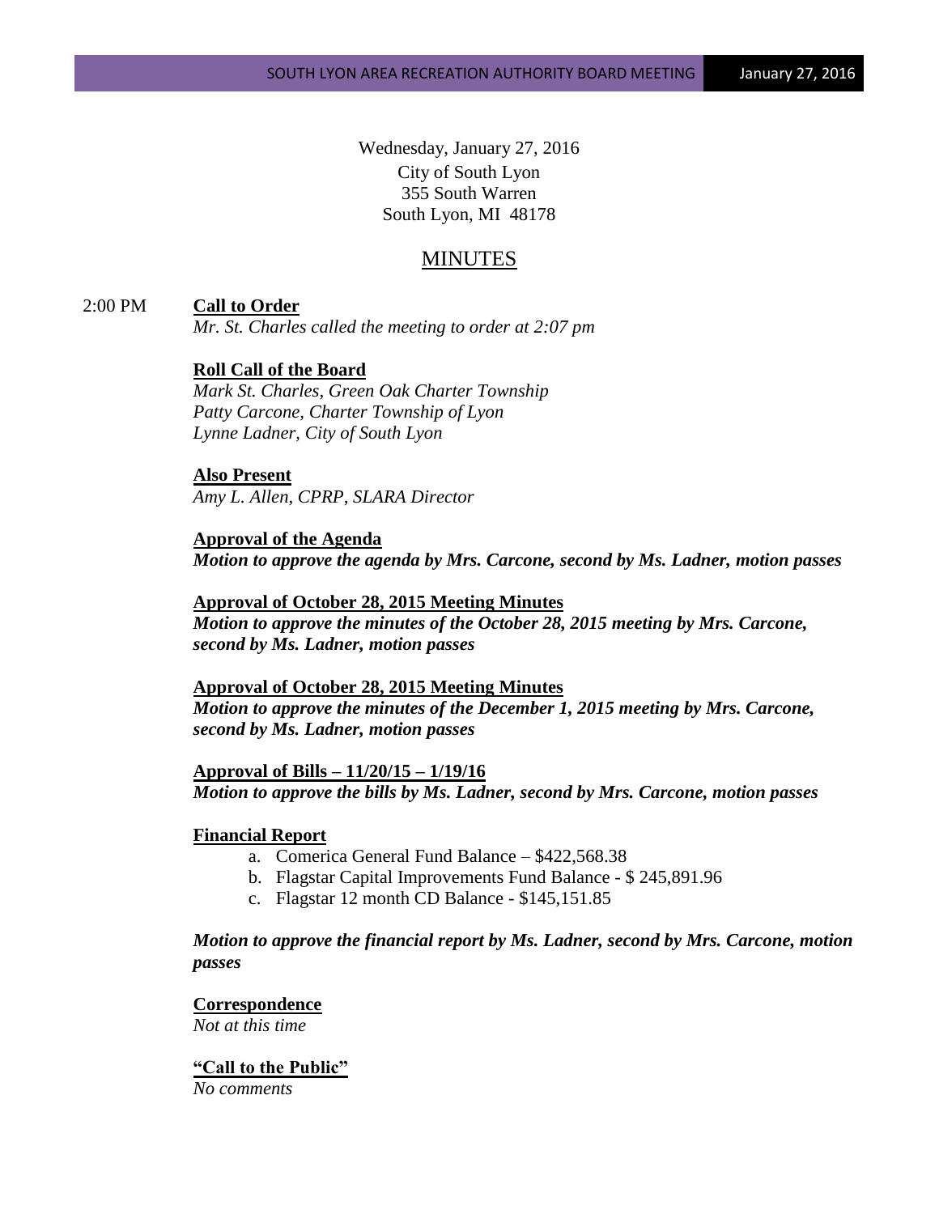Wednesday, January 27, 2016
City of South Lyon
355 South Warren
South Lyon, MI 48178

# MINUTES

2:00 PM **Call to Order**

*Mr. St. Charles called the meeting to order at 2:07 pm*

**Roll Call of the Board**

*Mark St. Charles, Green Oak Charter Township*
*Patty Carcone, Charter Township of Lyon*
*Lynne Ladner, City of South Lyon*

**Also Present**

*Amy L. Allen, CPRP, SLARA Director*

**Approval of the Agenda**

***Motion to approve the agenda by Mrs. Carcone, second by Ms. Ladner, motion passes***

**Approval of October 28, 2015 Meeting Minutes**

***Motion to approve the minutes of the October 28, 2015 meeting by Mrs. Carcone, second by Ms. Ladner, motion passes***

**Approval of October 28, 2015 Meeting Minutes**

***Motion to approve the minutes of the December 1, 2015 meeting by Mrs. Carcone, second by Ms. Ladner, motion passes***

**Approval of Bills – 11/20/15 – 1/19/16**

***Motion to approve the bills by Ms. Ladner, second by Mrs. Carcone, motion passes***

**Financial Report**

a. Comerica General Fund Balance – $422,568.38
b. Flagstar Capital Improvements Fund Balance - $ 245,891.96
c. Flagstar 12 month CD Balance - $145,151.85

***Motion to approve the financial report by Ms. Ladner, second by Mrs. Carcone, motion passes***

**Correspondence**

*Not at this time*

**"Call to the Public"**

*No comments*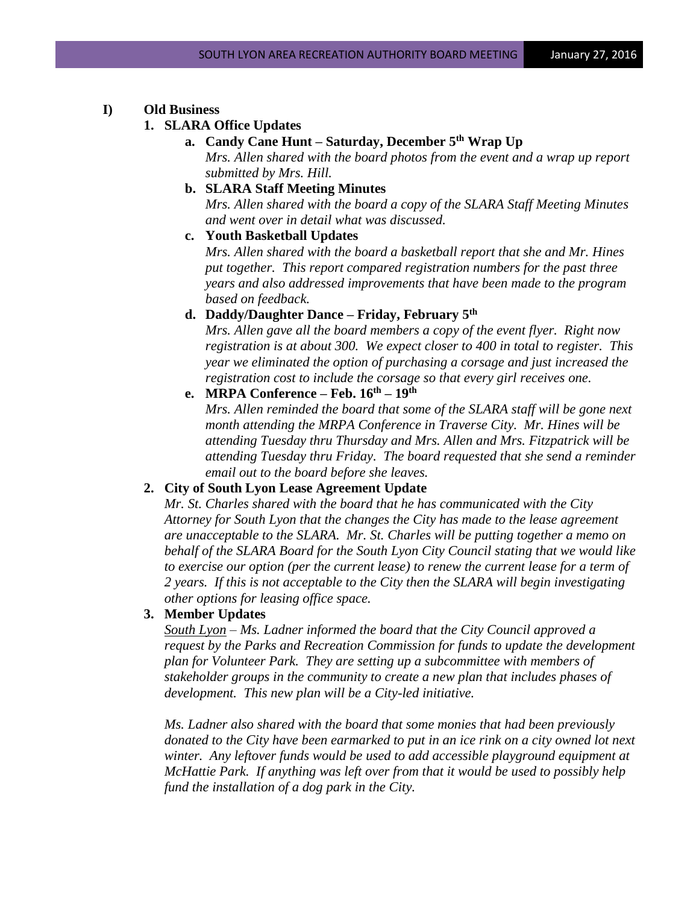**I) Old Business**

**1. SLARA Office Updates**

**a. Candy Cane Hunt – Saturday, December 5th Wrap Up**

*Mrs. Allen shared with the board photos from the event and a wrap up report submitted by Mrs. Hill.*

**b. SLARA Staff Meeting Minutes**

*Mrs. Allen shared with the board a copy of the SLARA Staff Meeting Minutes and went over in detail what was discussed.*

**c. Youth Basketball Updates**

*Mrs. Allen shared with the board a basketball report that she and Mr. Hines put together. This report compared registration numbers for the past three years and also addressed improvements that have been made to the program based on feedback.*

**d. Daddy/Daughter Dance – Friday, February 5th**

*Mrs. Allen gave all the board members a copy of the event flyer. Right now registration is at about 300. We expect closer to 400 in total to register. This year we eliminated the option of purchasing a corsage and just increased the registration cost to include the corsage so that every girl receives one.*

**e. MRPA Conference – Feb. 16th – 19th**

*Mrs. Allen reminded the board that some of the SLARA staff will be gone next month attending the MRPA Conference in Traverse City. Mr. Hines will be attending Tuesday thru Thursday and Mrs. Allen and Mrs. Fitzpatrick will be attending Tuesday thru Friday. The board requested that she send a reminder email out to the board before she leaves.*

**2. City of South Lyon Lease Agreement Update**

*Mr. St. Charles shared with the board that he has communicated with the City Attorney for South Lyon that the changes the City has made to the lease agreement are unacceptable to the SLARA. Mr. St. Charles will be putting together a memo on behalf of the SLARA Board for the South Lyon City Council stating that we would like to exercise our option (per the current lease) to renew the current lease for a term of 2 years. If this is not acceptable to the City then the SLARA will begin investigating other options for leasing office space.*

**3. Member Updates**

*South Lyon – Ms. Ladner informed the board that the City Council approved a request by the Parks and Recreation Commission for funds to update the development plan for Volunteer Park. They are setting up a subcommittee with members of stakeholder groups in the community to create a new plan that includes phases of development. This new plan will be a City-led initiative.*

*Ms. Ladner also shared with the board that some monies that had been previously donated to the City have been earmarked to put in an ice rink on a city owned lot next winter. Any leftover funds would be used to add accessible playground equipment at McHattie Park. If anything was left over from that it would be used to possibly help fund the installation of a dog park in the City.*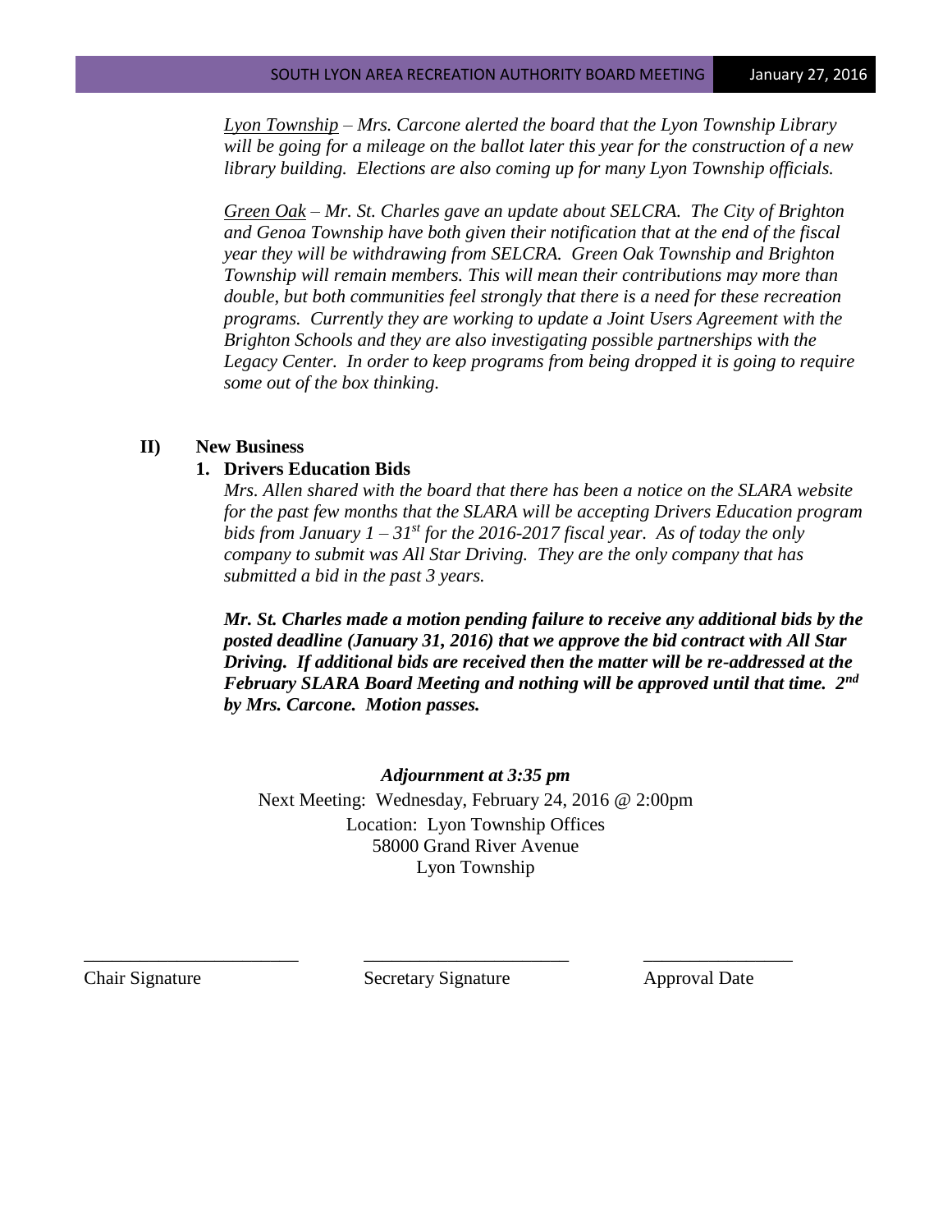*<u>Lyon Township</u> – Mrs. Carcone alerted the board that the Lyon Township Library will be going for a mileage on the ballot later this year for the construction of a new library building. Elections are also coming up for many Lyon Township officials.*

*<u>Green Oak</u> – Mr. St. Charles gave an update about SELCRA. The City of Brighton and Genoa Township have both given their notification that at the end of the fiscal year they will be withdrawing from SELCRA. Green Oak Township and Brighton Township will remain members. This will mean their contributions may more than double, but both communities feel strongly that there is a need for these recreation programs. Currently they are working to update a Joint Users Agreement with the Brighton Schools and they are also investigating possible partnerships with the Legacy Center. In order to keep programs from being dropped it is going to require some out of the box thinking.*

## II) New Business

### 1. Drivers Education Bids

*Mrs. Allen shared with the board that there has been a notice on the SLARA website for the past few months that the SLARA will be accepting Drivers Education program bids from January 1 – 31st for the 2016-2017 fiscal year. As of today the only company to submit was All Star Driving. They are the only company that has submitted a bid in the past 3 years.*

***Mr. St. Charles made a motion pending failure to receive any additional bids by the posted deadline (January 31, 2016) that we approve the bid contract with All Star Driving. If additional bids are received then the matter will be re-addressed at the February SLARA Board Meeting and nothing will be approved until that time. 2nd by Mrs. Carcone. Motion passes.***

***Adjournment at 3:35 pm***

Next Meeting: Wednesday, February 24, 2016 @ 2:00pm
Location: Lyon Township Offices
58000 Grand River Avenue
Lyon Township

| | | |
|---|---|---|
| ______________________ | ______________________ | ________________ |
| Chair Signature | Secretary Signature | Approval Date |